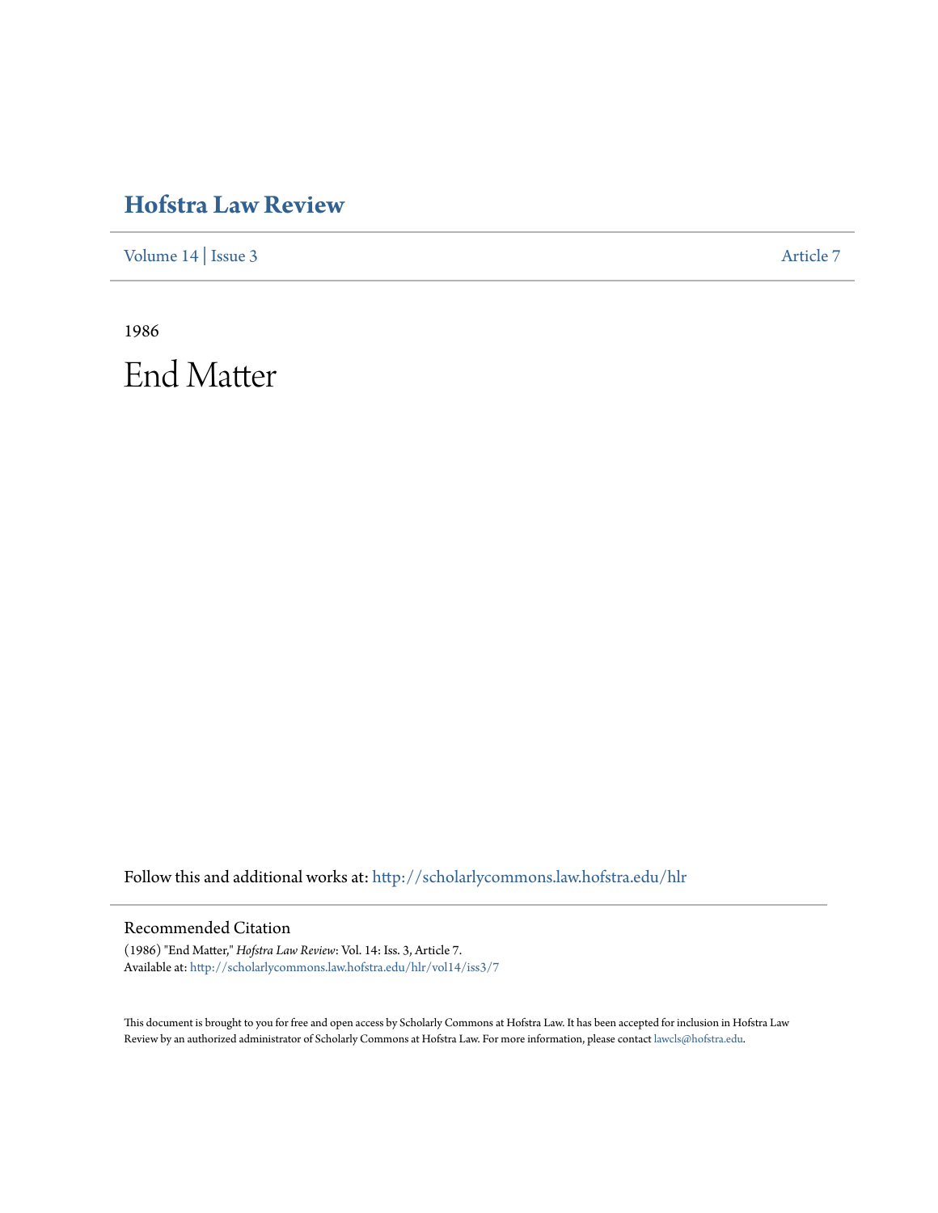# Hofstra Law Review

Volume 14 | Issue 3 Article 7

1986

# End Matter

Follow this and additional works at: http://scholarlycommons.law.hofstra.edu/hlr

## Recommended Citation

(1986) "End Matter," *Hofstra Law Review*: Vol. 14: Iss. 3, Article 7.
Available at: http://scholarlycommons.law.hofstra.edu/hlr/vol14/iss3/7

This document is brought to you for free and open access by Scholarly Commons at Hofstra Law. It has been accepted for inclusion in Hofstra Law Review by an authorized administrator of Scholarly Commons at Hofstra Law. For more information, please contact lawcls@hofstra.edu.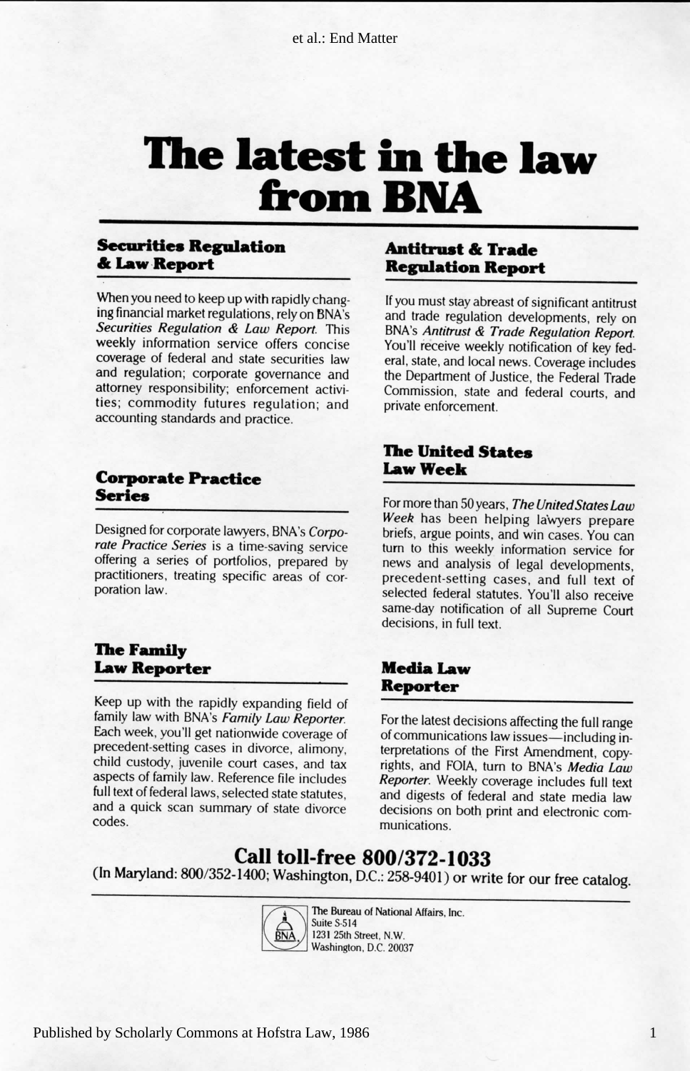# The latest in the law from BNA

## Securities Regulation & Law Report

When you need to keep up with rapidly changing financial market regulations, rely on BNA's *Securities Regulation & Law Report.* This weekly information service offers concise coverage of federal and state securities law and regulation; corporate governance and attorney responsibility; enforcement activities; commodity futures regulation; and accounting standards and practice.

## Corporate Practice Series

Designed for corporate lawyers, BNA's *Corporate Practice Series* is a time-saving service offering a series of portfolios, prepared by practitioners, treating specific areas of corporation law.

## The Family Law Reporter

Keep up with the rapidly expanding field of family law with BNA's *Family Law Reporter.* Each week, you'll get nationwide coverage of precedent-setting cases in divorce, alimony, child custody, juvenile court cases, and tax aspects of family law. Reference file includes full text of federal laws, selected state statutes, and a quick scan summary of state divorce codes.

## Antitrust & Trade Regulation Report

If you must stay abreast of significant antitrust and trade regulation developments, rely on BNA's *Antitrust & Trade Regulation Report.* You'll receive weekly notification of key federal, state, and local news. Coverage includes the Department of Justice, the Federal Trade Commission, state and federal courts, and private enforcement.

## The United States Law Week

For more than 50 years, *The United States Law Week* has been helping lawyers prepare briefs, argue points, and win cases. You can turn to this weekly information service for news and analysis of legal developments, precedent-setting cases, and full text of selected federal statutes. You'll also receive same-day notification of all Supreme Court decisions, in full text.

## Media Law Reporter

For the latest decisions affecting the full range of communications law issues—including interpretations of the First Amendment, copyrights, and FOIA, turn to BNA's *Media Law Reporter.* Weekly coverage includes full text and digests of federal and state media law decisions on both print and electronic communications.

**Call toll-free 800/372-1033**

(In Maryland: 800/352-1400; Washington, D.C.: 258-9401) or write for our free catalog.

The Bureau of National Affairs, Inc.
Suite S-514
1231 25th Street, N.W.
Washington, D.C. 20037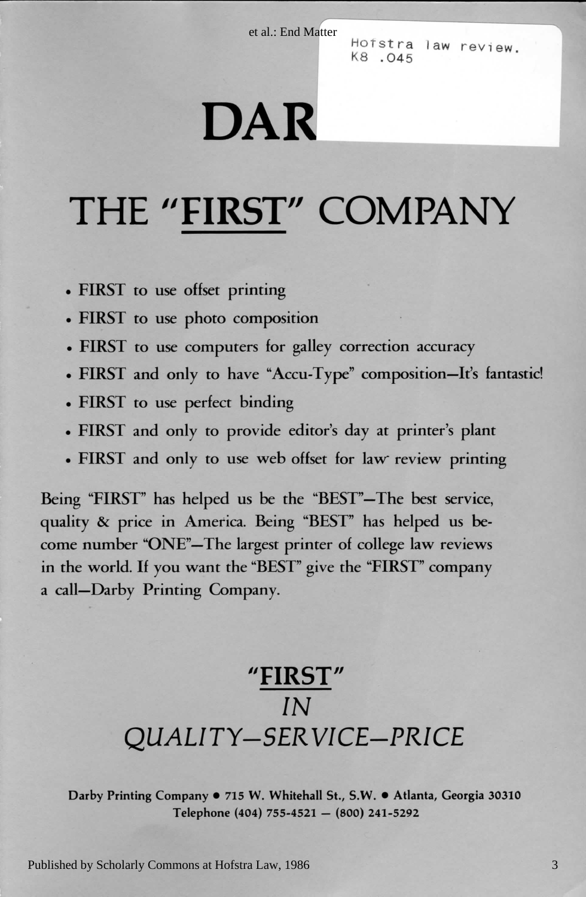Hofstra law review.
K8 .045

# DAR

# THE "FIRST" COMPANY

- FIRST to use offset printing
- FIRST to use photo composition
- FIRST to use computers for galley correction accuracy
- FIRST and only to have "Accu-Type" composition—It's fantastic!
- FIRST to use perfect binding
- FIRST and only to provide editor's day at printer's plant
- FIRST and only to use web offset for law review printing

Being "FIRST" has helped us be the "BEST"—The best service, quality & price in America. Being "BEST" has helped us become number "ONE"—The largest printer of college law reviews in the world. If you want the "BEST" give the "FIRST" company a call—Darby Printing Company.

## "FIRST"
## *IN*
## *QUALITY—SERVICE—PRICE*

**Darby Printing Company • 715 W. Whitehall St., S.W. • Atlanta, Georgia 30310**
**Telephone (404) 755-4521 — (800) 241-5292**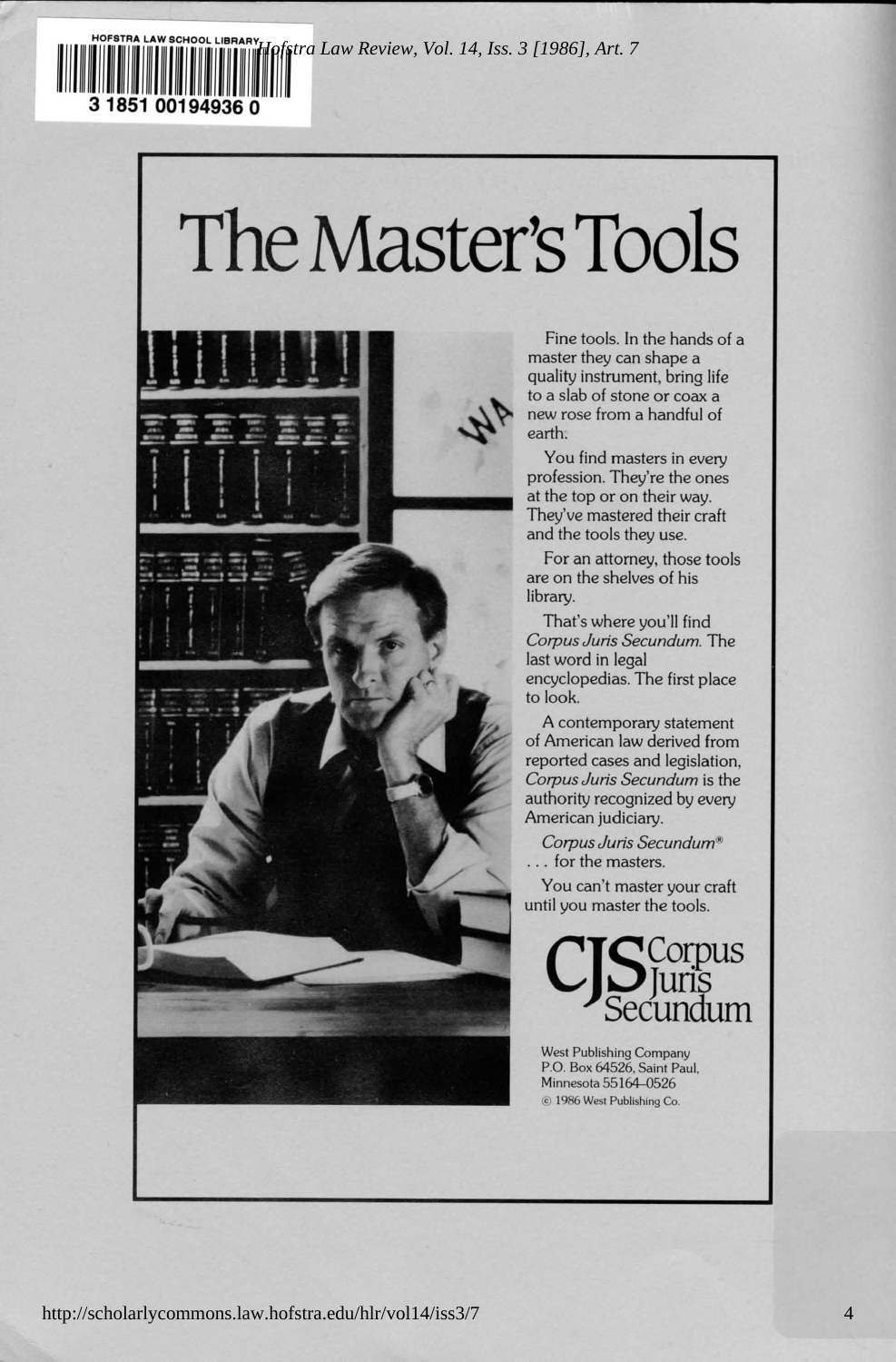# The Master's Tools

Fine tools. In the hands of a master they can shape a quality instrument, bring life to a slab of stone or coax a new rose from a handful of earth.

You find masters in every profession. They're the ones at the top or on their way. They've mastered their craft and the tools they use.

For an attorney, those tools are on the shelves of his library.

That's where you'll find *Corpus Juris Secundum.* The last word in legal encyclopedias. The first place to look.

A contemporary statement of American law derived from reported cases and legislation, *Corpus Juris Secundum* is the authority recognized by every American judiciary.

*Corpus Juris Secundum®* . . . for the masters.

You can't master your craft until you master the tools.

**CJS Corpus Juris Secundum**

West Publishing Company
P.O. Box 64526, Saint Paul,
Minnesota 55164–0526
© 1986 West Publishing Co.